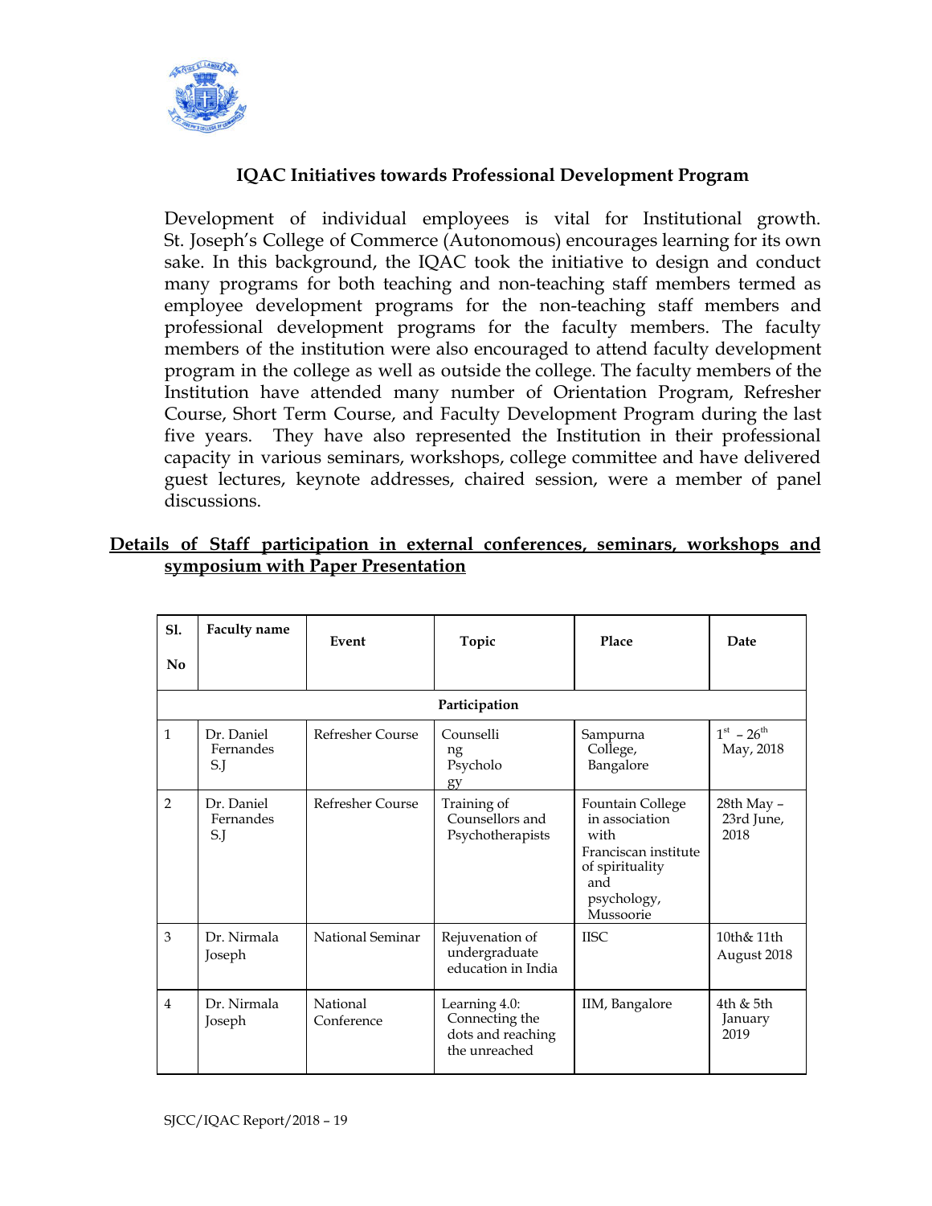## IQAC Initiatives towards Professional Development Program

Development of individual employees is vital for Institutional growth. St. Joseph's College of Commerce (Autonomous) encourages learning for its own sake. In this background, the IQAC took the initiative to design and conduct many programs for both teaching and non-teaching staff members termed as employee development programs for the non-teaching staff members and professional development programs for the faculty members. The faculty members of the institution were also encouraged to attend faculty development program in the college as well as outside the college. The faculty members of the Institution have attended many number of Orientation Program, Refresher Course, Short Term Course, and Faculty Development Program during the last five years. They have also represented the Institution in their professional capacity in various seminars, workshops, college committee and have delivered guest lectures, keynote addresses, chaired session, were a member of panel discussions.

**Details of Staff participation in external conferences, seminars, workshops and symposium with Paper Presentation**

| Sl. No | Faculty name | Event | Topic | Place | Date |
|---|---|---|---|---|---|
| | | | **Participation** | | |
| 1 | Dr. Daniel Fernandes S.J | Refresher Course | Counselling Psychology | Sampurna College, Bangalore | 1st – 26th May, 2018 |
| 2 | Dr. Daniel Fernandes S.J | Refresher Course | Training of Counsellors and Psychotherapists | Fountain College in association with Franciscan institute of spirituality and psychology, Mussoorie | 28th May – 23rd June, 2018 |
| 3 | Dr. Nirmala Joseph | National Seminar | Rejuvenation of undergraduate education in India | IISC | 10th& 11th August 2018 |
| 4 | Dr. Nirmala Joseph | National Conference | Learning 4.0: Connecting the dots and reaching the unreached | IIM, Bangalore | 4th & 5th January 2019 |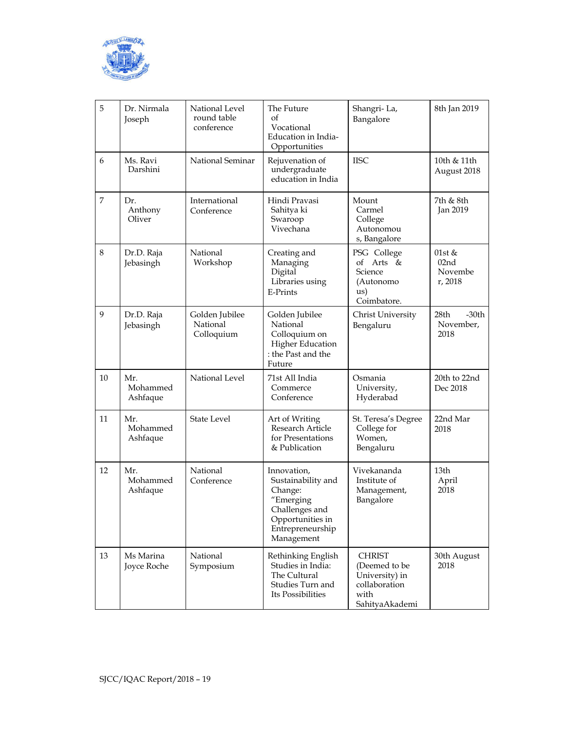| 5 | Dr. Nirmala Joseph | National Level round table conference | The Future of Vocational Education in India- Opportunities | Shangri- La, Bangalore | 8th Jan 2019 |
|---|---|---|---|---|---|
| 6 | Ms. Ravi Darshini | National Seminar | Rejuvenation of undergraduate education in India | IISC | 10th & 11th August 2018 |
| 7 | Dr. Anthony Oliver | International Conference | Hindi Pravasi Sahitya ki Swaroop Vivechana | Mount Carmel College Autonomous, Bangalore | 7th & 8th Jan 2019 |
| 8 | Dr.D. Raja Jebasingh | National Workshop | Creating and Managing Digital Libraries using E-Prints | PSG College of Arts & Science (Autonomous) Coimbatore. | 01st & 02nd November, 2018 |
| 9 | Dr.D. Raja Jebasingh | Golden Jubilee National Colloquium | Golden Jubilee National Colloquium on Higher Education : the Past and the Future | Christ University Bengaluru | 28th -30th November, 2018 |
| 10 | Mr. Mohammed Ashfaque | National Level | 71st All India Commerce Conference | Osmania University, Hyderabad | 20th to 22nd Dec 2018 |
| 11 | Mr. Mohammed Ashfaque | State Level | Art of Writing Research Article for Presentations & Publication | St. Teresa's Degree College for Women, Bengaluru | 22nd Mar 2018 |
| 12 | Mr. Mohammed Ashfaque | National Conference | Innovation, Sustainability and Change: "Emerging Challenges and Opportunities in Entrepreneurship Management | Vivekananda Institute of Management, Bangalore | 13th April 2018 |
| 13 | Ms Marina Joyce Roche | National Symposium | Rethinking English Studies in India: The Cultural Studies Turn and Its Possibilities | CHRIST (Deemed to be University) in collaboration with SahityaAkademi | 30th August 2018 |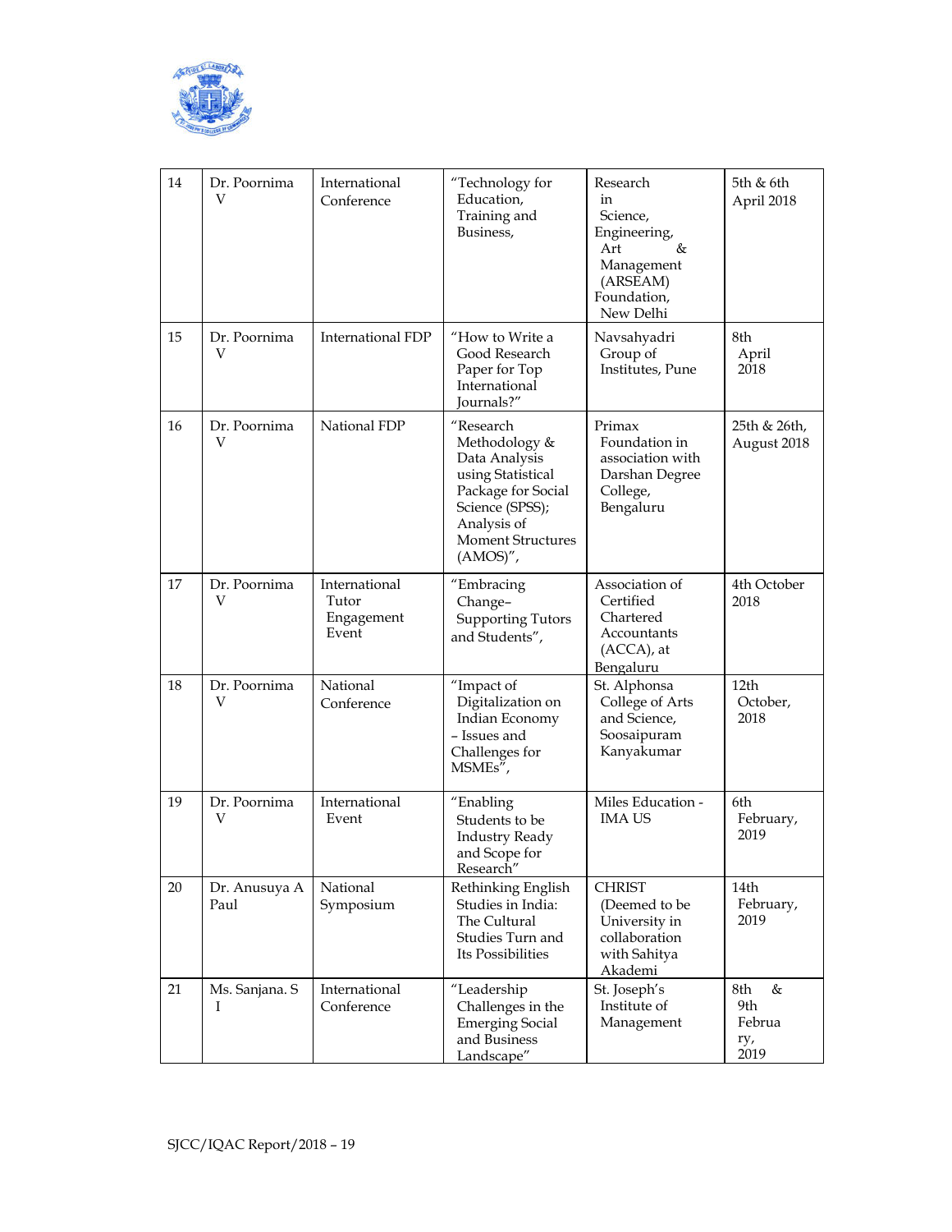| 14 | Dr. Poornima V | International Conference | "Technology for Education, Training and Business, | Research in Science, Engineering, Art & Management (ARSEAM) Foundation, New Delhi | 5th & 6th April 2018 |
|---|---|---|---|---|---|
| 15 | Dr. Poornima V | International FDP | "How to Write a Good Research Paper for Top International Journals?" | Navsahyadri Group of Institutes, Pune | 8th April 2018 |
| 16 | Dr. Poornima V | National FDP | "Research Methodology & Data Analysis using Statistical Package for Social Science (SPSS); Analysis of Moment Structures (AMOS)", | Primax Foundation in association with Darshan Degree College, Bengaluru | 25th & 26th, August 2018 |
| 17 | Dr. Poornima V | International Tutor Engagement Event | "Embracing Change– Supporting Tutors and Students", | Association of Certified Chartered Accountants (ACCA), at Bengaluru | 4th October 2018 |
| 18 | Dr. Poornima V | National Conference | "Impact of Digitalization on Indian Economy – Issues and Challenges for MSMEs", | St. Alphonsa College of Arts and Science, Soosaipuram Kanyakumar | 12th October, 2018 |
| 19 | Dr. Poornima V | International Event | "Enabling Students to be Industry Ready and Scope for Research" | Miles Education - IMA US | 6th February, 2019 |
| 20 | Dr. Anusuya A Paul | National Symposium | Rethinking English Studies in India: The Cultural Studies Turn and Its Possibilities | CHRIST (Deemed to be University in collaboration with Sahitya Akademi | 14th February, 2019 |
| 21 | Ms. Sanjana. S I | International Conference | "Leadership Challenges in the Emerging Social and Business Landscape" | St. Joseph's Institute of Management | 8th & 9th February, 2019 |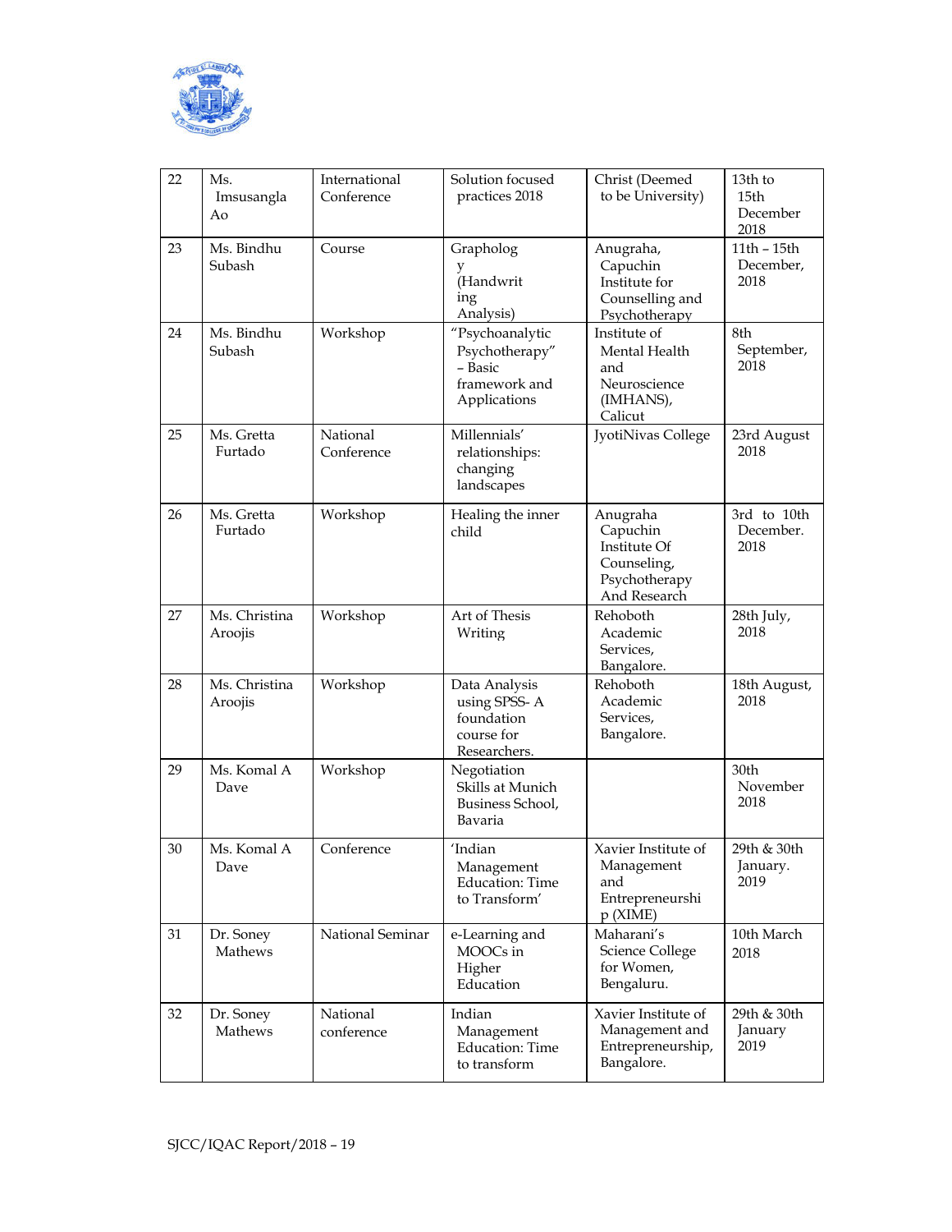| 22 | Ms. Imsusangla Ao | International Conference | Solution focused practices 2018 | Christ (Deemed to be University) | 13th to 15th December 2018 |
|---|---|---|---|---|---|
| 23 | Ms. Bindhu Subash | Course | Graphology (Handwriting Analysis) | Anugraha, Capuchin Institute for Counselling and Psychotherapy | 11th – 15th December, 2018 |
| 24 | Ms. Bindhu Subash | Workshop | "Psychoanalytic Psychotherapy" – Basic framework and Applications | Institute of Mental Health and Neuroscience (IMHANS), Calicut | 8th September, 2018 |
| 25 | Ms. Gretta Furtado | National Conference | Millennials' relationships: changing landscapes | JyotiNivas College | 23rd August 2018 |
| 26 | Ms. Gretta Furtado | Workshop | Healing the inner child | Anugraha Capuchin Institute Of Counseling, Psychotherapy And Research | 3rd to 10th December. 2018 |
| 27 | Ms. Christina Aroojis | Workshop | Art of Thesis Writing | Rehoboth Academic Services, Bangalore. | 28th July, 2018 |
| 28 | Ms. Christina Aroojis | Workshop | Data Analysis using SPSS- A foundation course for Researchers. | Rehoboth Academic Services, Bangalore. | 18th August, 2018 |
| 29 | Ms. Komal A Dave | Workshop | Negotiation Skills at Munich Business School, Bavaria | | 30th November 2018 |
| 30 | Ms. Komal A Dave | Conference | 'Indian Management Education: Time to Transform' | Xavier Institute of Management and Entrepreneurship (XIME) | 29th & 30th January. 2019 |
| 31 | Dr. Soney Mathews | National Seminar | e-Learning and MOOCs in Higher Education | Maharani's Science College for Women, Bengaluru. | 10th March 2018 |
| 32 | Dr. Soney Mathews | National conference | Indian Management Education: Time to transform | Xavier Institute of Management and Entrepreneurship, Bangalore. | 29th & 30th January 2019 |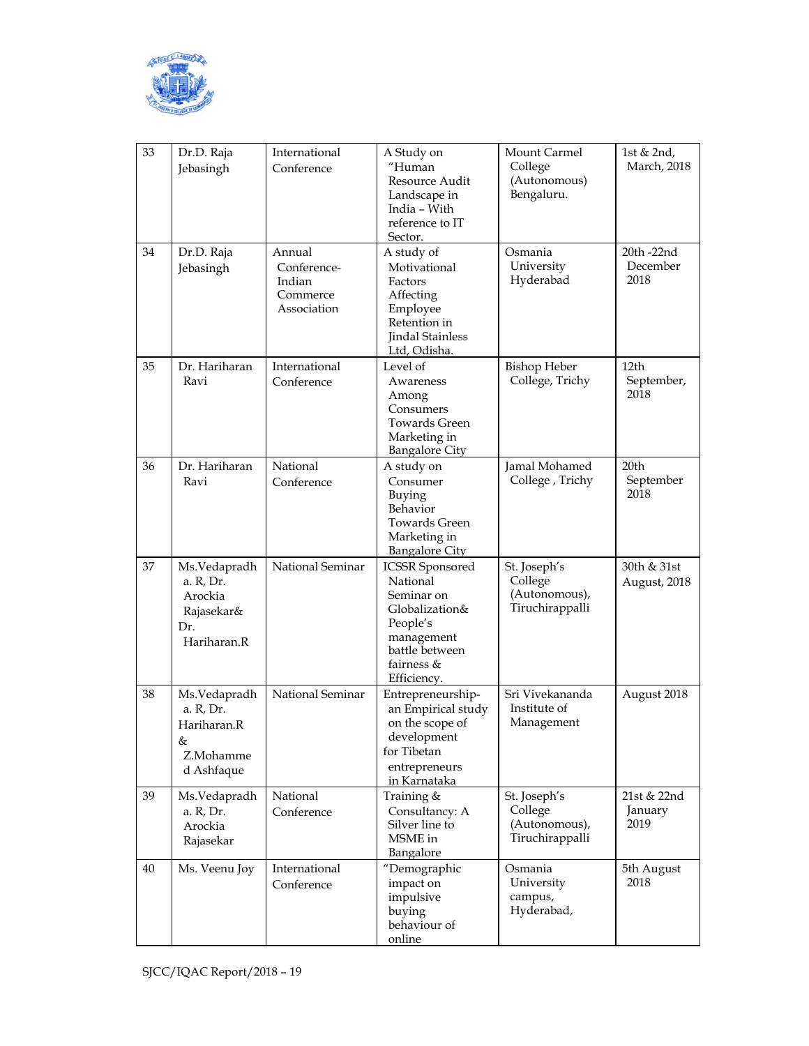| 33 | Dr.D. Raja Jebasingh | International Conference | A Study on "Human Resource Audit Landscape in India – With reference to IT Sector. | Mount Carmel College (Autonomous) Bengaluru. | 1st & 2nd, March, 2018 |
|---|---|---|---|---|---|
| 34 | Dr.D. Raja Jebasingh | Annual Conference- Indian Commerce Association | A study of Motivational Factors Affecting Employee Retention in Jindal Stainless Ltd, Odisha. | Osmania University Hyderabad | 20th -22nd December 2018 |
| 35 | Dr. Hariharan Ravi | International Conference | Level of Awareness Among Consumers Towards Green Marketing in Bangalore City | Bishop Heber College, Trichy | 12th September, 2018 |
| 36 | Dr. Hariharan Ravi | National Conference | A study on Consumer Buying Behavior Towards Green Marketing in Bangalore City | Jamal Mohamed College , Trichy | 20th September 2018 |
| 37 | Ms.Vedapradha. R, Dr. Arockia Rajasekar& Dr. Hariharan.R | National Seminar | ICSSR Sponsored National Seminar on Globalization& People's management battle between fairness & Efficiency. | St. Joseph's College (Autonomous), Tiruchirappalli | 30th & 31st August, 2018 |
| 38 | Ms.Vedapradha. R, Dr. Hariharan.R & Z.Mohammed Ashfaque | National Seminar | Entrepreneurship- an Empirical study on the scope of development for Tibetan entrepreneurs in Karnataka | Sri Vivekananda Institute of Management | August 2018 |
| 39 | Ms.Vedapradha. R, Dr. Arockia Rajasekar | National Conference | Training & Consultancy: A Silver line to MSME in Bangalore | St. Joseph's College (Autonomous), Tiruchirappalli | 21st & 22nd January 2019 |
| 40 | Ms. Veenu Joy | International Conference | "Demographic impact on impulsive buying behaviour of online | Osmania University campus, Hyderabad, | 5th August 2018 |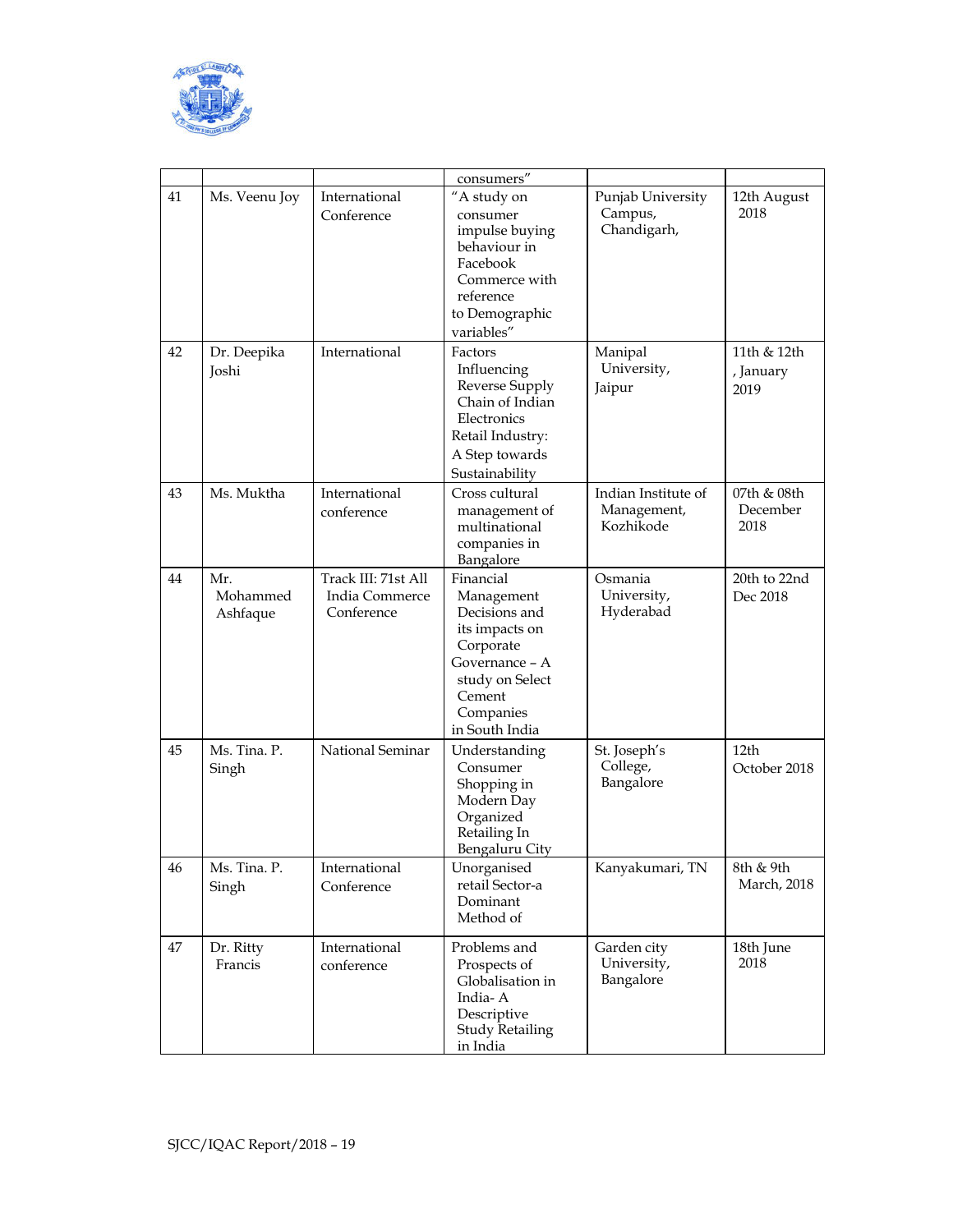| | | | consumers" | | |
|---|---|---|---|---|---|
| 41 | Ms. Veenu Joy | International Conference | "A study on consumer impulse buying behaviour in Facebook Commerce with reference to Demographic variables" | Punjab University Campus, Chandigarh, | 12th August 2018 |
| 42 | Dr. Deepika Joshi | International | Factors Influencing Reverse Supply Chain of Indian Electronics Retail Industry: A Step towards Sustainability | Manipal University, Jaipur | 11th & 12th , January 2019 |
| 43 | Ms. Muktha | International conference | Cross cultural management of multinational companies in Bangalore | Indian Institute of Management, Kozhikode | 07th & 08th December 2018 |
| 44 | Mr. Mohammed Ashfaque | Track III: 71st All India Commerce Conference | Financial Management Decisions and its impacts on Corporate Governance – A study on Select Cement Companies in South India | Osmania University, Hyderabad | 20th to 22nd Dec 2018 |
| 45 | Ms. Tina. P. Singh | National Seminar | Understanding Consumer Shopping in Modern Day Organized Retailing In Bengaluru City | St. Joseph's College, Bangalore | 12th October 2018 |
| 46 | Ms. Tina. P. Singh | International Conference | Unorganised retail Sector-a Dominant Method of | Kanyakumari, TN | 8th & 9th March, 2018 |
| 47 | Dr. Ritty Francis | International conference | Problems and Prospects of Globalisation in India- A Descriptive Study Retailing in India | Garden city University, Bangalore | 18th June 2018 |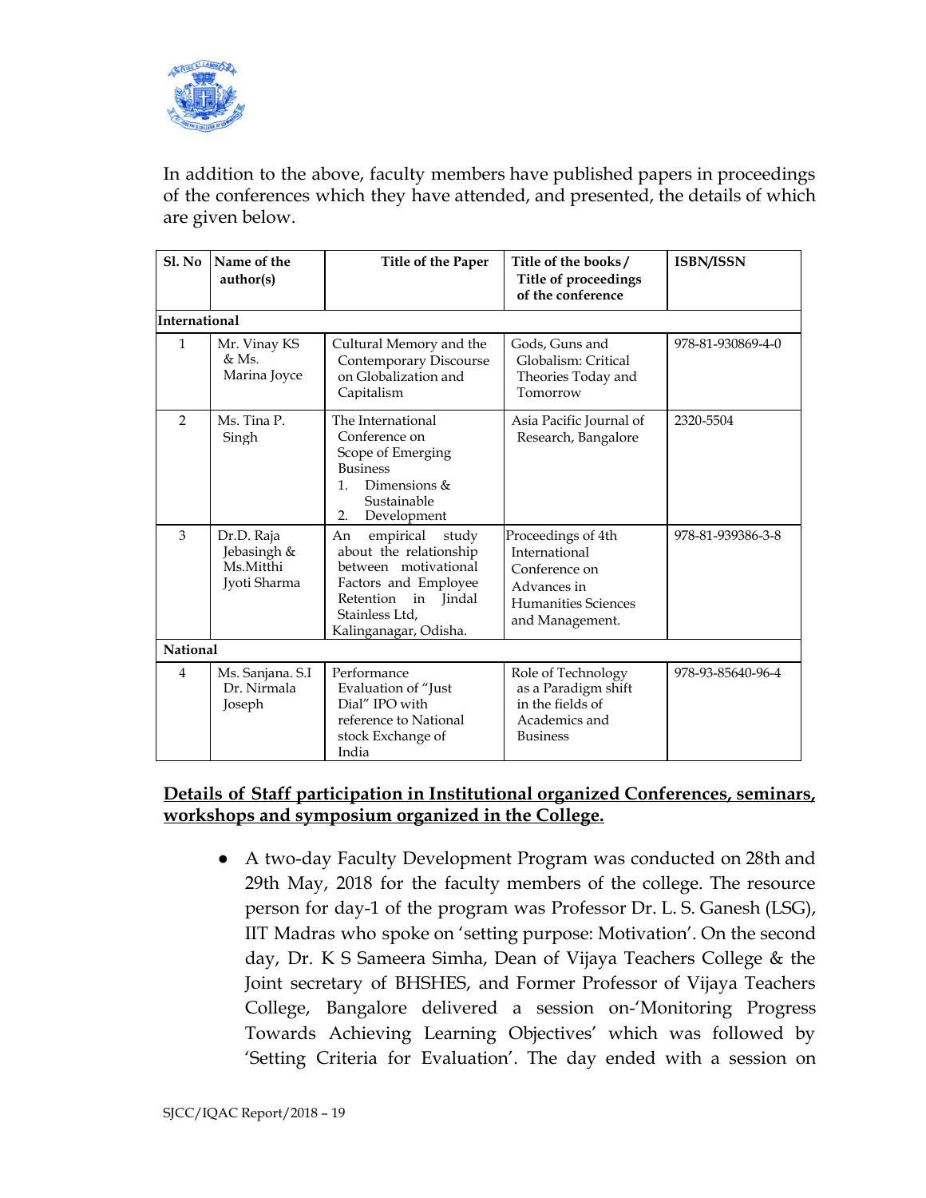In addition to the above, faculty members have published papers in proceedings of the conferences which they have attended, and presented, the details of which are given below.

| Sl. No | Name of the author(s) | Title of the Paper | Title of the books / Title of proceedings of the conference | ISBN/ISSN |
|---|---|---|---|---|
| **International** | | | | |
| 1 | Mr. Vinay KS & Ms. Marina Joyce | Cultural Memory and the Contemporary Discourse on Globalization and Capitalism | Gods, Guns and Globalism: Critical Theories Today and Tomorrow | 978-81-930869-4-0 |
| 2 | Ms. Tina P. Singh | The International Conference on Scope of Emerging Business 1. Dimensions & Sustainable 2. Development | Asia Pacific Journal of Research, Bangalore | 2320-5504 |
| 3 | Dr.D. Raja Jebasingh & Ms.Mitthi Jyoti Sharma | An empirical study about the relationship between motivational Factors and Employee Retention in Jindal Stainless Ltd, Kalinganagar, Odisha. | Proceedings of 4th International Conference on Advances in Humanities Sciences and Management. | 978-81-939386-3-8 |
| **National** | | | | |
| 4 | Ms. Sanjana. S.I Dr. Nirmala Joseph | Performance Evaluation of "Just Dial" IPO with reference to National stock Exchange of India | Role of Technology as a Paradigm shift in the fields of Academics and Business | 978-93-85640-96-4 |

**<u>Details of Staff participation in Institutional organized Conferences, seminars, workshops and symposium organized in the College.</u>**

- A two-day Faculty Development Program was conducted on 28th and 29th May, 2018 for the faculty members of the college. The resource person for day-1 of the program was Professor Dr. L. S. Ganesh (LSG), IIT Madras who spoke on 'setting purpose: Motivation'. On the second day, Dr. K S Sameera Simha, Dean of Vijaya Teachers College & the Joint secretary of BHSHES, and Former Professor of Vijaya Teachers College, Bangalore delivered a session on-'Monitoring Progress Towards Achieving Learning Objectives' which was followed by 'Setting Criteria for Evaluation'. The day ended with a session on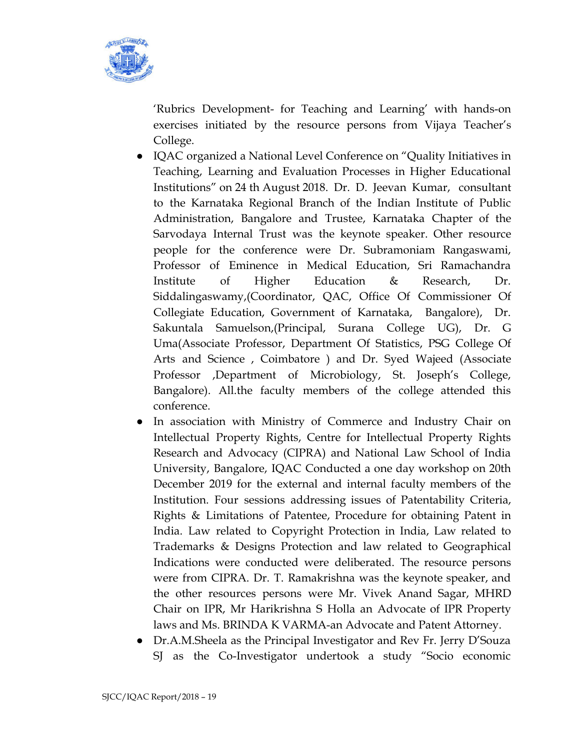'Rubrics Development- for Teaching and Learning' with hands-on exercises initiated by the resource persons from Vijaya Teacher's College.

- IQAC organized a National Level Conference on "Quality Initiatives in Teaching, Learning and Evaluation Processes in Higher Educational Institutions" on 24 th August 2018. Dr. D. Jeevan Kumar, consultant to the Karnataka Regional Branch of the Indian Institute of Public Administration, Bangalore and Trustee, Karnataka Chapter of the Sarvodaya Internal Trust was the keynote speaker. Other resource people for the conference were Dr. Subramoniam Rangaswami, Professor of Eminence in Medical Education, Sri Ramachandra Institute of Higher Education & Research, Dr. Siddalingaswamy,(Coordinator, QAC, Office Of Commissioner Of Collegiate Education, Government of Karnataka, Bangalore), Dr. Sakuntala Samuelson,(Principal, Surana College UG), Dr. G Uma(Associate Professor, Department Of Statistics, PSG College Of Arts and Science , Coimbatore ) and Dr. Syed Wajeed (Associate Professor ,Department of Microbiology, St. Joseph's College, Bangalore). All.the faculty members of the college attended this conference.
- In association with Ministry of Commerce and Industry Chair on Intellectual Property Rights, Centre for Intellectual Property Rights Research and Advocacy (CIPRA) and National Law School of India University, Bangalore, IQAC Conducted a one day workshop on 20th December 2019 for the external and internal faculty members of the Institution. Four sessions addressing issues of Patentability Criteria, Rights & Limitations of Patentee, Procedure for obtaining Patent in India. Law related to Copyright Protection in India, Law related to Trademarks & Designs Protection and law related to Geographical Indications were conducted were deliberated. The resource persons were from CIPRA. Dr. T. Ramakrishna was the keynote speaker, and the other resources persons were Mr. Vivek Anand Sagar, MHRD Chair on IPR, Mr Harikrishna S Holla an Advocate of IPR Property laws and Ms. BRINDA K VARMA-an Advocate and Patent Attorney.
- Dr.A.M.Sheela as the Principal Investigator and Rev Fr. Jerry D'Souza SJ as the Co-Investigator undertook a study "Socio economic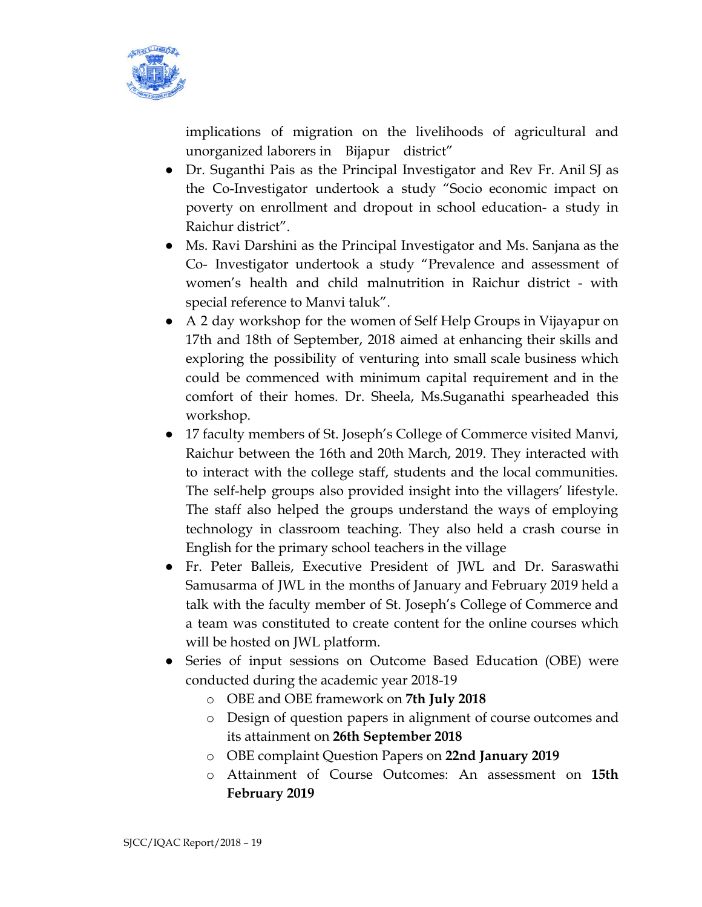implications of migration on the livelihoods of agricultural and unorganized laborers in Bijapur district"

- Dr. Suganthi Pais as the Principal Investigator and Rev Fr. Anil SJ as the Co-Investigator undertook a study "Socio economic impact on poverty on enrollment and dropout in school education- a study in Raichur district".
- Ms. Ravi Darshini as the Principal Investigator and Ms. Sanjana as the Co- Investigator undertook a study "Prevalence and assessment of women's health and child malnutrition in Raichur district - with special reference to Manvi taluk".
- A 2 day workshop for the women of Self Help Groups in Vijayapur on 17th and 18th of September, 2018 aimed at enhancing their skills and exploring the possibility of venturing into small scale business which could be commenced with minimum capital requirement and in the comfort of their homes. Dr. Sheela, Ms.Suganathi spearheaded this workshop.
- 17 faculty members of St. Joseph's College of Commerce visited Manvi, Raichur between the 16th and 20th March, 2019. They interacted with to interact with the college staff, students and the local communities. The self-help groups also provided insight into the villagers' lifestyle. The staff also helped the groups understand the ways of employing technology in classroom teaching. They also held a crash course in English for the primary school teachers in the village
- Fr. Peter Balleis, Executive President of JWL and Dr. Saraswathi Samusarma of JWL in the months of January and February 2019 held a talk with the faculty member of St. Joseph's College of Commerce and a team was constituted to create content for the online courses which will be hosted on JWL platform.
- Series of input sessions on Outcome Based Education (OBE) were conducted during the academic year 2018-19
  - OBE and OBE framework on **7th July 2018**
  - Design of question papers in alignment of course outcomes and its attainment on **26th September 2018**
  - OBE complaint Question Papers on **22nd January 2019**
  - Attainment of Course Outcomes: An assessment on **15th February 2019**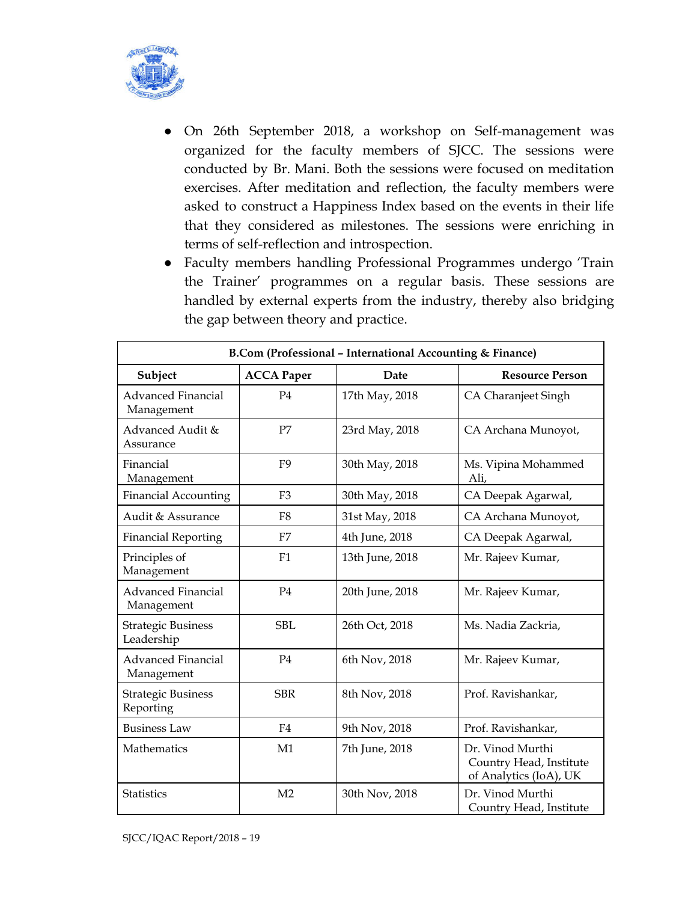- On 26th September 2018, a workshop on Self-management was organized for the faculty members of SJCC. The sessions were conducted by Br. Mani. Both the sessions were focused on meditation exercises. After meditation and reflection, the faculty members were asked to construct a Happiness Index based on the events in their life that they considered as milestones. The sessions were enriching in terms of self-reflection and introspection.
- Faculty members handling Professional Programmes undergo 'Train the Trainer' programmes on a regular basis. These sessions are handled by external experts from the industry, thereby also bridging the gap between theory and practice.

| B.Com (Professional – International Accounting & Finance) | | | |
|---|---|---|---|
| **Subject** | **ACCA Paper** | **Date** | **Resource Person** |
| Advanced Financial Management | P4 | 17th May, 2018 | CA Charanjeet Singh |
| Advanced Audit & Assurance | P7 | 23rd May, 2018 | CA Archana Munoyot, |
| Financial Management | F9 | 30th May, 2018 | Ms. Vipina Mohammed Ali, |
| Financial Accounting | F3 | 30th May, 2018 | CA Deepak Agarwal, |
| Audit & Assurance | F8 | 31st May, 2018 | CA Archana Munoyot, |
| Financial Reporting | F7 | 4th June, 2018 | CA Deepak Agarwal, |
| Principles of Management | F1 | 13th June, 2018 | Mr. Rajeev Kumar, |
| Advanced Financial Management | P4 | 20th June, 2018 | Mr. Rajeev Kumar, |
| Strategic Business Leadership | SBL | 26th Oct, 2018 | Ms. Nadia Zackria, |
| Advanced Financial Management | P4 | 6th Nov, 2018 | Mr. Rajeev Kumar, |
| Strategic Business Reporting | SBR | 8th Nov, 2018 | Prof. Ravishankar, |
| Business Law | F4 | 9th Nov, 2018 | Prof. Ravishankar, |
| Mathematics | M1 | 7th June, 2018 | Dr. Vinod Murthi Country Head, Institute of Analytics (IoA), UK |
| Statistics | M2 | 30th Nov, 2018 | Dr. Vinod Murthi Country Head, Institute |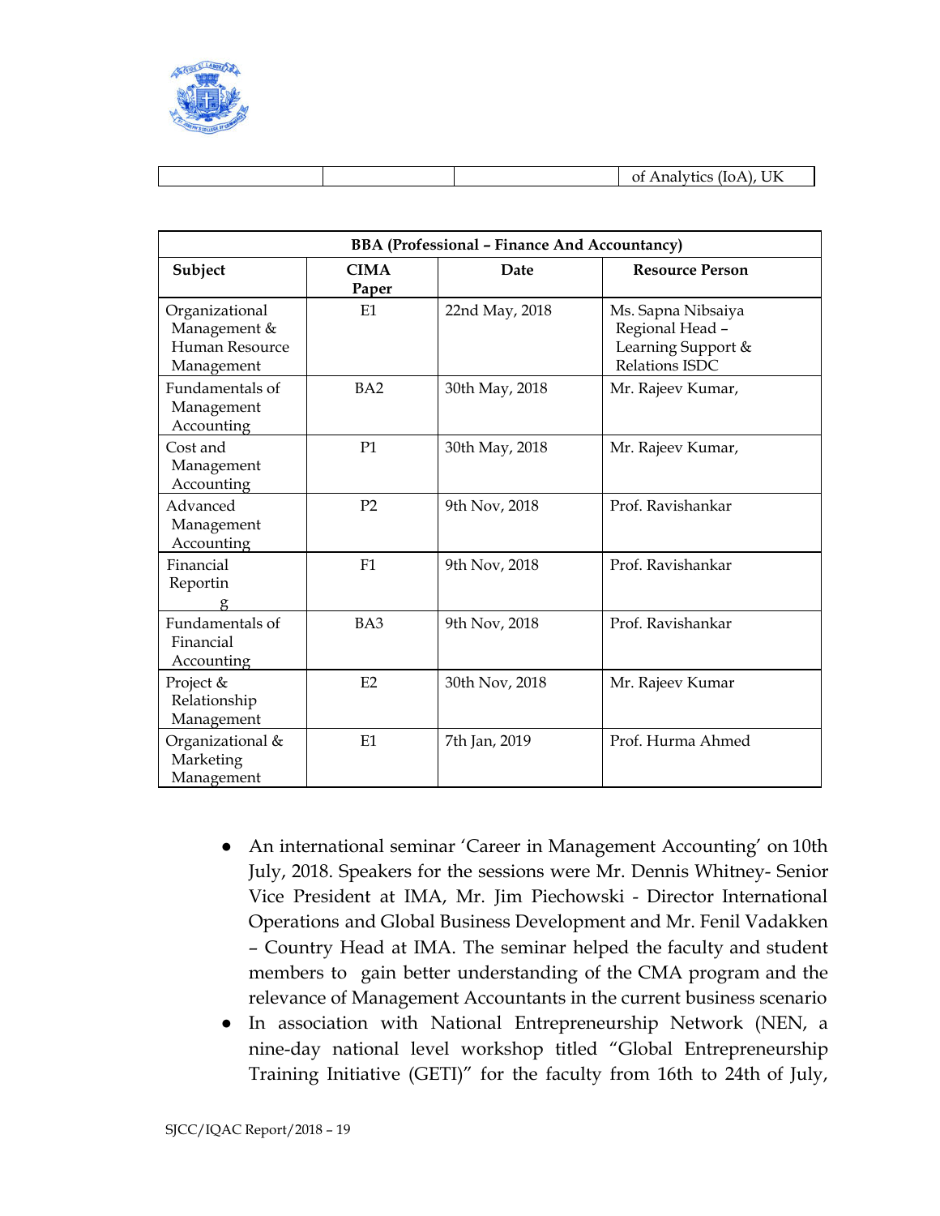| | | | of Analytics (IoA), UK |
|---|---|---|---|

| BBA (Professional – Finance And Accountancy) | | | |
|---|---|---|---|
| **Subject** | **CIMA Paper** | **Date** | **Resource Person** |
| Organizational Management & Human Resource Management | E1 | 22nd May, 2018 | Ms. Sapna Nibsaiya Regional Head – Learning Support & Relations ISDC |
| Fundamentals of Management Accounting | BA2 | 30th May, 2018 | Mr. Rajeev Kumar, |
| Cost and Management Accounting | P1 | 30th May, 2018 | Mr. Rajeev Kumar, |
| Advanced Management Accounting | P2 | 9th Nov, 2018 | Prof. Ravishankar |
| Financial Reporting | F1 | 9th Nov, 2018 | Prof. Ravishankar |
| Fundamentals of Financial Accounting | BA3 | 9th Nov, 2018 | Prof. Ravishankar |
| Project & Relationship Management | E2 | 30th Nov, 2018 | Mr. Rajeev Kumar |
| Organizational & Marketing Management | E1 | 7th Jan, 2019 | Prof. Hurma Ahmed |

- An international seminar 'Career in Management Accounting' on 10th July, 2018. Speakers for the sessions were Mr. Dennis Whitney- Senior Vice President at IMA, Mr. Jim Piechowski - Director International Operations and Global Business Development and Mr. Fenil Vadakken – Country Head at IMA. The seminar helped the faculty and student members to gain better understanding of the CMA program and the relevance of Management Accountants in the current business scenario
- In association with National Entrepreneurship Network (NEN, a nine-day national level workshop titled "Global Entrepreneurship Training Initiative (GETI)" for the faculty from 16th to 24th of July,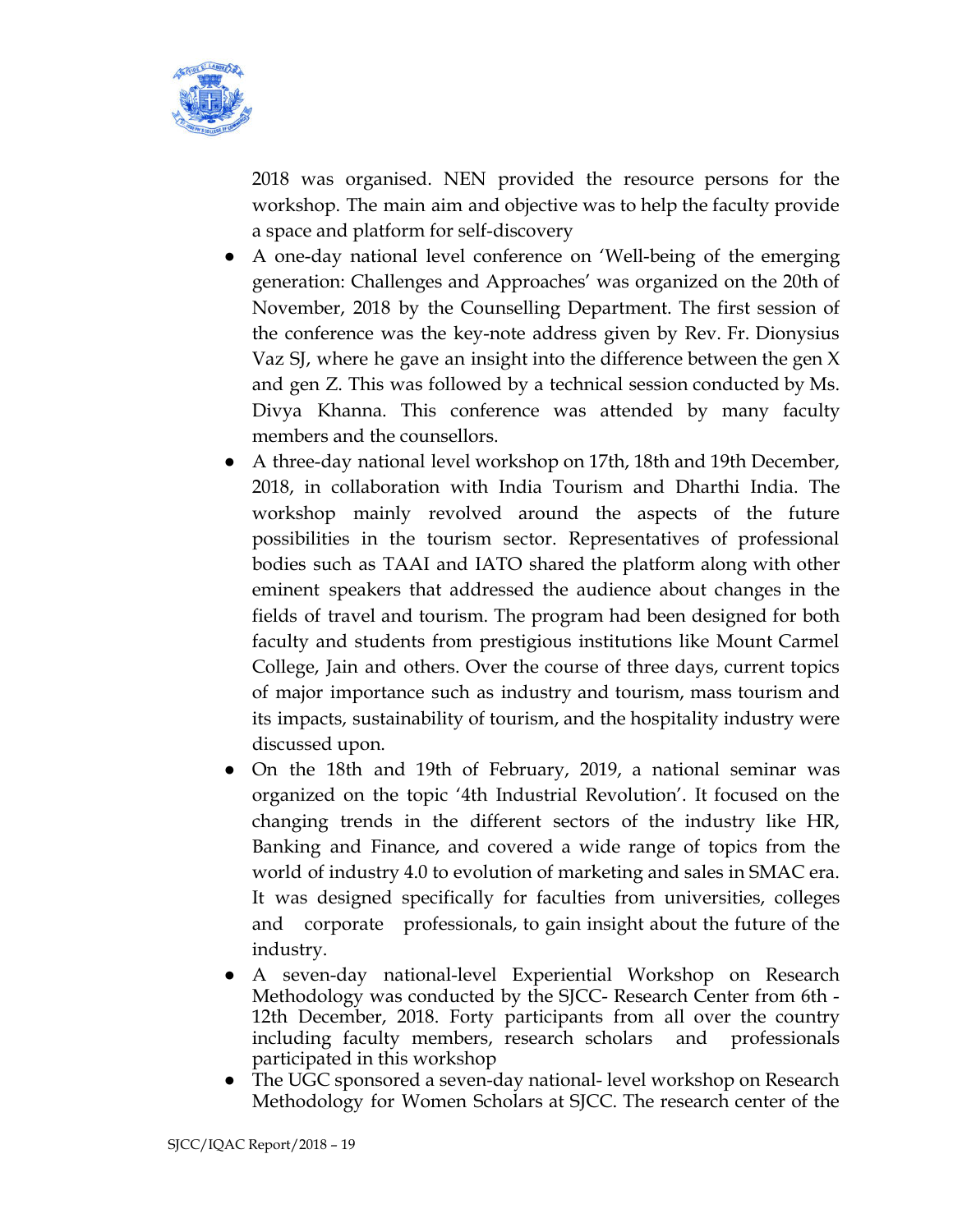2018 was organised. NEN provided the resource persons for the workshop. The main aim and objective was to help the faculty provide a space and platform for self-discovery

- A one-day national level conference on 'Well-being of the emerging generation: Challenges and Approaches' was organized on the 20th of November, 2018 by the Counselling Department. The first session of the conference was the key-note address given by Rev. Fr. Dionysius Vaz SJ, where he gave an insight into the difference between the gen X and gen Z. This was followed by a technical session conducted by Ms. Divya Khanna. This conference was attended by many faculty members and the counsellors.
- A three-day national level workshop on 17th, 18th and 19th December, 2018, in collaboration with India Tourism and Dharthi India. The workshop mainly revolved around the aspects of the future possibilities in the tourism sector. Representatives of professional bodies such as TAAI and IATO shared the platform along with other eminent speakers that addressed the audience about changes in the fields of travel and tourism. The program had been designed for both faculty and students from prestigious institutions like Mount Carmel College, Jain and others. Over the course of three days, current topics of major importance such as industry and tourism, mass tourism and its impacts, sustainability of tourism, and the hospitality industry were discussed upon.
- On the 18th and 19th of February, 2019, a national seminar was organized on the topic '4th Industrial Revolution'. It focused on the changing trends in the different sectors of the industry like HR, Banking and Finance, and covered a wide range of topics from the world of industry 4.0 to evolution of marketing and sales in SMAC era. It was designed specifically for faculties from universities, colleges and corporate professionals, to gain insight about the future of the industry.
- A seven-day national-level Experiential Workshop on Research Methodology was conducted by the SJCC- Research Center from 6th - 12th December, 2018. Forty participants from all over the country including faculty members, research scholars and professionals participated in this workshop
- The UGC sponsored a seven-day national- level workshop on Research Methodology for Women Scholars at SJCC. The research center of the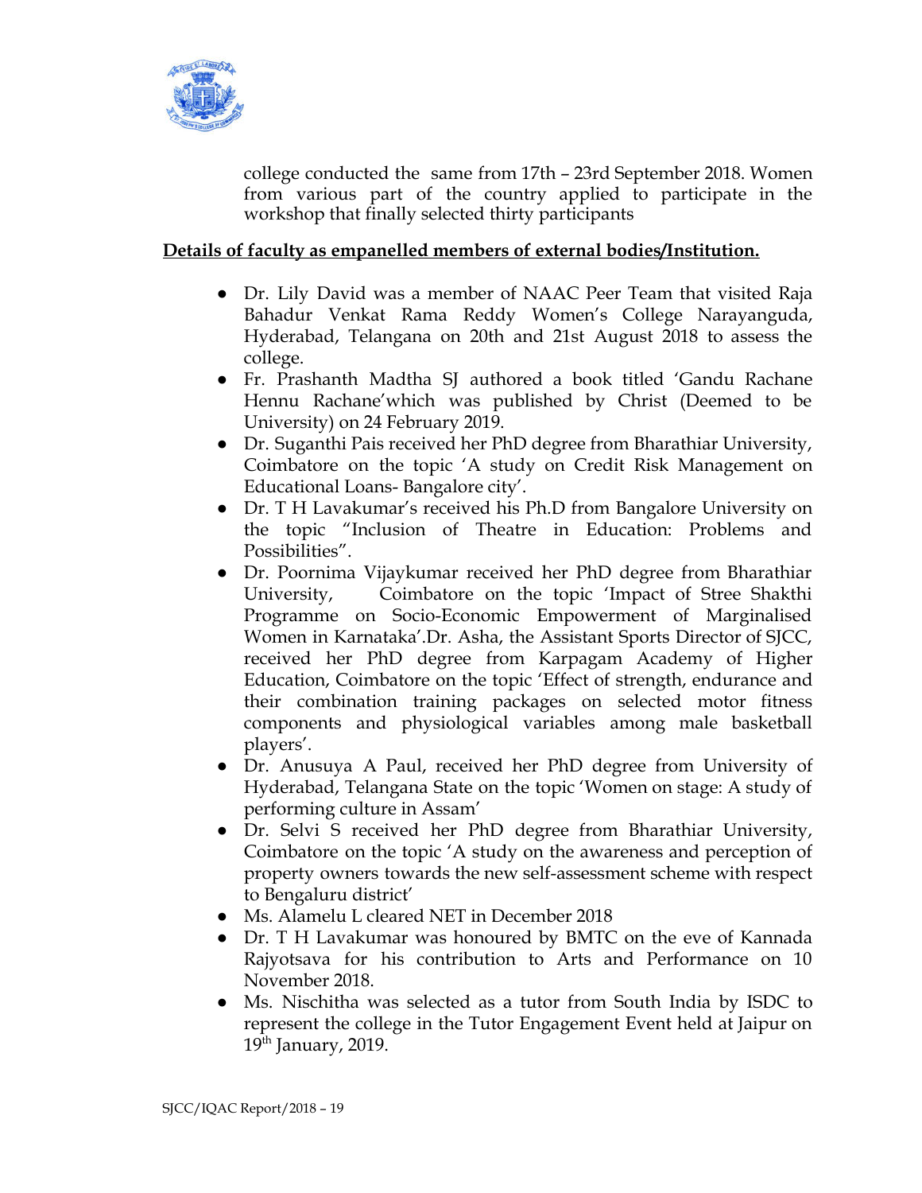college conducted the same from 17th – 23rd September 2018. Women from various part of the country applied to participate in the workshop that finally selected thirty participants

**Details of faculty as empanelled members of external bodies/Institution.**

- Dr. Lily David was a member of NAAC Peer Team that visited Raja Bahadur Venkat Rama Reddy Women's College Narayanguda, Hyderabad, Telangana on 20th and 21st August 2018 to assess the college.
- Fr. Prashanth Madtha SJ authored a book titled 'Gandu Rachane Hennu Rachane'which was published by Christ (Deemed to be University) on 24 February 2019.
- Dr. Suganthi Pais received her PhD degree from Bharathiar University, Coimbatore on the topic 'A study on Credit Risk Management on Educational Loans- Bangalore city'.
- Dr. T H Lavakumar's received his Ph.D from Bangalore University on the topic "Inclusion of Theatre in Education: Problems and Possibilities".
- Dr. Poornima Vijaykumar received her PhD degree from Bharathiar University, Coimbatore on the topic 'Impact of Stree Shakthi Programme on Socio-Economic Empowerment of Marginalised Women in Karnataka'.Dr. Asha, the Assistant Sports Director of SJCC, received her PhD degree from Karpagam Academy of Higher Education, Coimbatore on the topic 'Effect of strength, endurance and their combination training packages on selected motor fitness components and physiological variables among male basketball players'.
- Dr. Anusuya A Paul, received her PhD degree from University of Hyderabad, Telangana State on the topic 'Women on stage: A study of performing culture in Assam'
- Dr. Selvi S received her PhD degree from Bharathiar University, Coimbatore on the topic 'A study on the awareness and perception of property owners towards the new self-assessment scheme with respect to Bengaluru district'
- Ms. Alamelu L cleared NET in December 2018
- Dr. T H Lavakumar was honoured by BMTC on the eve of Kannada Rajyotsava for his contribution to Arts and Performance on 10 November 2018.
- Ms. Nischitha was selected as a tutor from South India by ISDC to represent the college in the Tutor Engagement Event held at Jaipur on 19th January, 2019.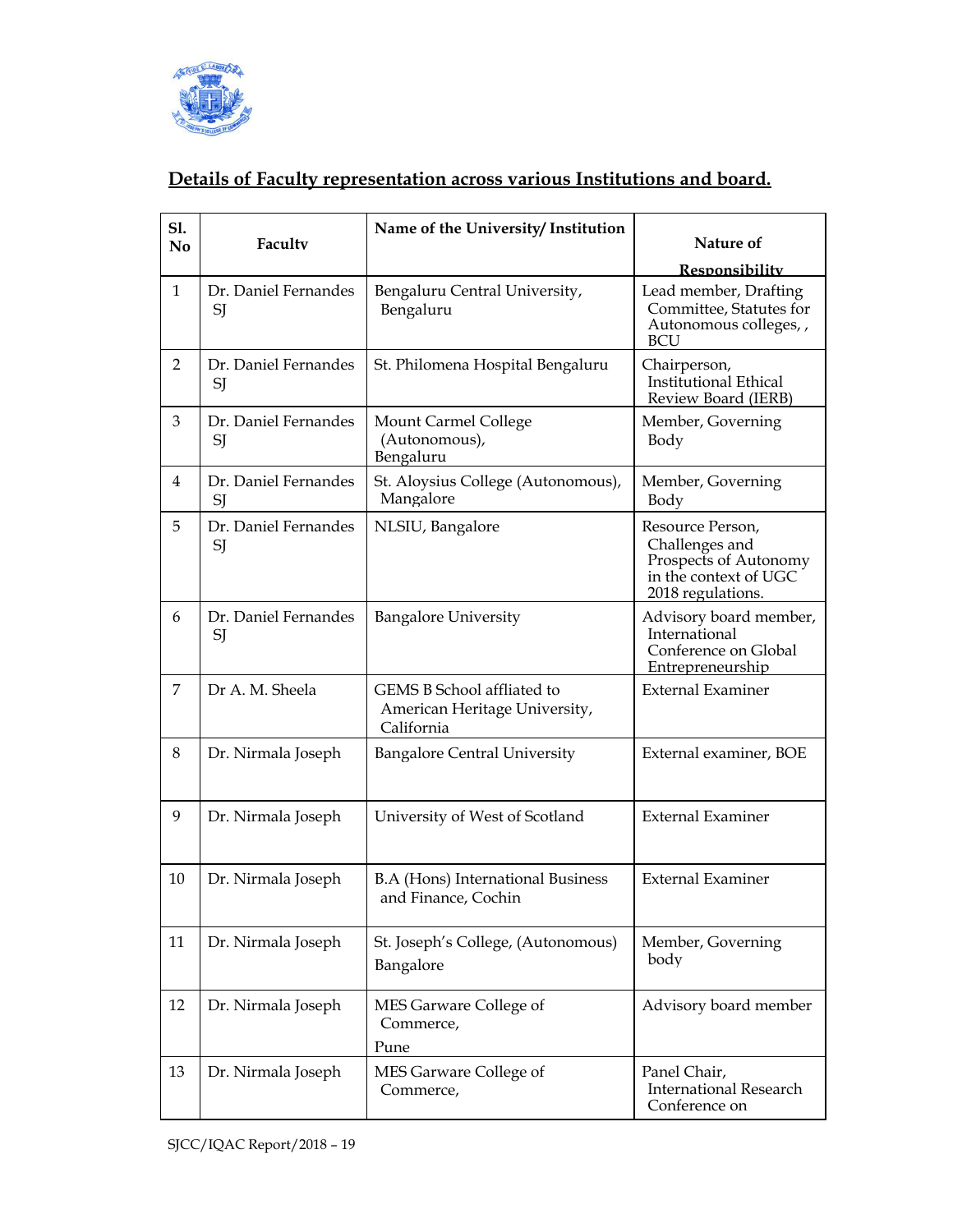## Details of Faculty representation across various Institutions and board.

| Sl. No | Faculty | Name of the University/ Institution | Nature of Responsibility |
|---|---|---|---|
| 1 | Dr. Daniel Fernandes SJ | Bengaluru Central University, Bengaluru | Lead member, Drafting Committee, Statutes for Autonomous colleges, , BCU |
| 2 | Dr. Daniel Fernandes SJ | St. Philomena Hospital Bengaluru | Chairperson, Institutional Ethical Review Board (IERB) |
| 3 | Dr. Daniel Fernandes SJ | Mount Carmel College (Autonomous), Bengaluru | Member, Governing Body |
| 4 | Dr. Daniel Fernandes SJ | St. Aloysius College (Autonomous), Mangalore | Member, Governing Body |
| 5 | Dr. Daniel Fernandes SJ | NLSIU, Bangalore | Resource Person, Challenges and Prospects of Autonomy in the context of UGC 2018 regulations. |
| 6 | Dr. Daniel Fernandes SJ | Bangalore University | Advisory board member, International Conference on Global Entrepreneurship |
| 7 | Dr A. M. Sheela | GEMS B School affliated to American Heritage University, California | External Examiner |
| 8 | Dr. Nirmala Joseph | Bangalore Central University | External examiner, BOE |
| 9 | Dr. Nirmala Joseph | University of West of Scotland | External Examiner |
| 10 | Dr. Nirmala Joseph | B.A (Hons) International Business and Finance, Cochin | External Examiner |
| 11 | Dr. Nirmala Joseph | St. Joseph's College, (Autonomous) Bangalore | Member, Governing body |
| 12 | Dr. Nirmala Joseph | MES Garware College of Commerce, Pune | Advisory board member |
| 13 | Dr. Nirmala Joseph | MES Garware College of Commerce, | Panel Chair, International Research Conference on |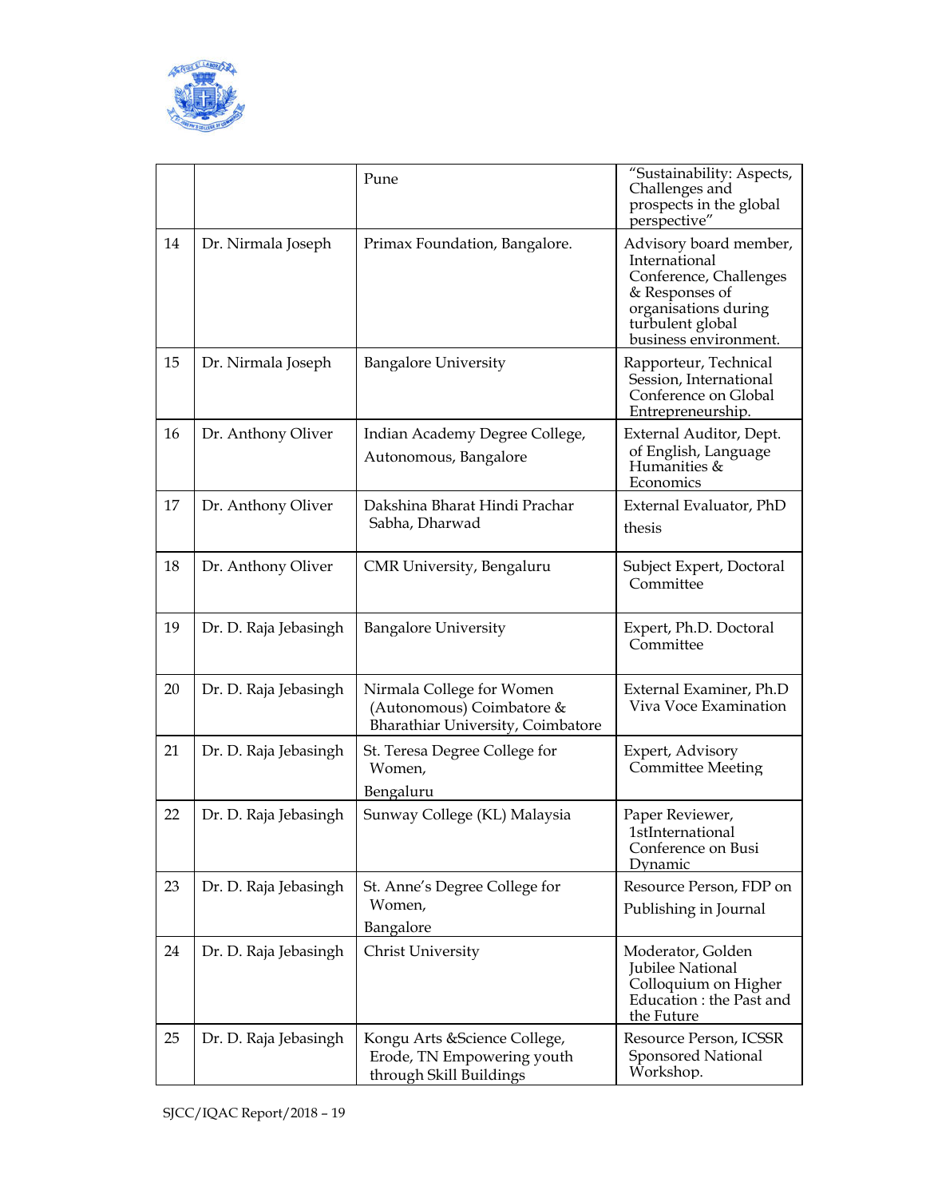| | | Pune | "Sustainability: Aspects, Challenges and prospects in the global perspective" |
|---|---|---|---|
| 14 | Dr. Nirmala Joseph | Primax Foundation, Bangalore. | Advisory board member, International Conference, Challenges & Responses of organisations during turbulent global business environment. |
| 15 | Dr. Nirmala Joseph | Bangalore University | Rapporteur, Technical Session, International Conference on Global Entrepreneurship. |
| 16 | Dr. Anthony Oliver | Indian Academy Degree College, Autonomous, Bangalore | External Auditor, Dept. of English, Language Humanities & Economics |
| 17 | Dr. Anthony Oliver | Dakshina Bharat Hindi Prachar Sabha, Dharwad | External Evaluator, PhD thesis |
| 18 | Dr. Anthony Oliver | CMR University, Bengaluru | Subject Expert, Doctoral Committee |
| 19 | Dr. D. Raja Jebasingh | Bangalore University | Expert, Ph.D. Doctoral Committee |
| 20 | Dr. D. Raja Jebasingh | Nirmala College for Women (Autonomous) Coimbatore & Bharathiar University, Coimbatore | External Examiner, Ph.D Viva Voce Examination |
| 21 | Dr. D. Raja Jebasingh | St. Teresa Degree College for Women, Bengaluru | Expert, Advisory Committee Meeting |
| 22 | Dr. D. Raja Jebasingh | Sunway College (KL) Malaysia | Paper Reviewer, 1stInternational Conference on Busi Dynamic |
| 23 | Dr. D. Raja Jebasingh | St. Anne's Degree College for Women, Bangalore | Resource Person, FDP on Publishing in Journal |
| 24 | Dr. D. Raja Jebasingh | Christ University | Moderator, Golden Jubilee National Colloquium on Higher Education : the Past and the Future |
| 25 | Dr. D. Raja Jebasingh | Kongu Arts &Science College, Erode, TN Empowering youth through Skill Buildings | Resource Person, ICSSR Sponsored National Workshop. |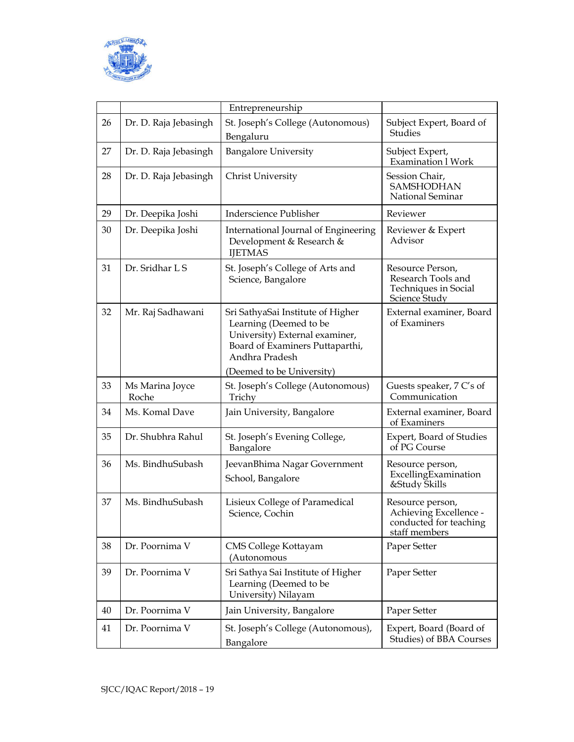|  |  | Entrepreneurship |  |
|---|---|---|---|
| 26 | Dr. D. Raja Jebasingh | St. Joseph's College (Autonomous) Bengaluru | Subject Expert, Board of Studies |
| 27 | Dr. D. Raja Jebasingh | Bangalore University | Subject Expert, Examination l Work |
| 28 | Dr. D. Raja Jebasingh | Christ University | Session Chair, SAMSHODHAN National Seminar |
| 29 | Dr. Deepika Joshi | Inderscience Publisher | Reviewer |
| 30 | Dr. Deepika Joshi | International Journal of Engineering Development & Research & IJETMAS | Reviewer & Expert Advisor |
| 31 | Dr. Sridhar L S | St. Joseph's College of Arts and Science, Bangalore | Resource Person, Research Tools and Techniques in Social Science Study |
| 32 | Mr. Raj Sadhawani | Sri SathyaSai Institute of Higher Learning (Deemed to be University) External examiner, Board of Examiners Puttaparthi, Andhra Pradesh (Deemed to be University) | External examiner, Board of Examiners |
| 33 | Ms Marina Joyce Roche | St. Joseph's College (Autonomous) Trichy | Guests speaker, 7 C's of Communication |
| 34 | Ms. Komal Dave | Jain University, Bangalore | External examiner, Board of Examiners |
| 35 | Dr. Shubhra Rahul | St. Joseph's Evening College, Bangalore | Expert, Board of Studies of PG Course |
| 36 | Ms. BindhuSubash | JeevanBhima Nagar Government School, Bangalore | Resource person, ExcellingExamination &Study Skills |
| 37 | Ms. BindhuSubash | Lisieux College of Paramedical Science, Cochin | Resource person, Achieving Excellence - conducted for teaching staff members |
| 38 | Dr. Poornima V | CMS College Kottayam (Autonomous | Paper Setter |
| 39 | Dr. Poornima V | Sri Sathya Sai Institute of Higher Learning (Deemed to be University) Nilayam | Paper Setter |
| 40 | Dr. Poornima V | Jain University, Bangalore | Paper Setter |
| 41 | Dr. Poornima V | St. Joseph's College (Autonomous), Bangalore | Expert, Board (Board of Studies) of BBA Courses |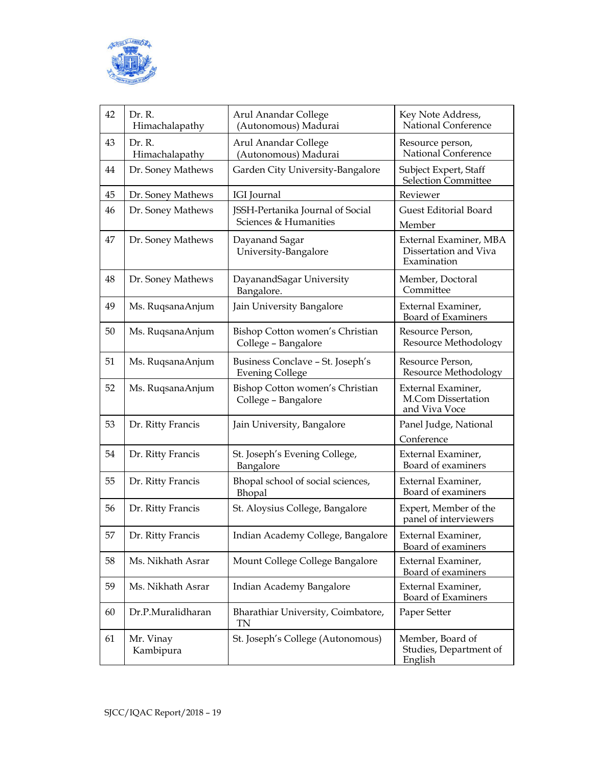| 42 | Dr. R. Himachalapathy | Arul Anandar College (Autonomous) Madurai | Key Note Address, National Conference |
|---|---|---|---|
| 43 | Dr. R. Himachalapathy | Arul Anandar College (Autonomous) Madurai | Resource person, National Conference |
| 44 | Dr. Soney Mathews | Garden City University-Bangalore | Subject Expert, Staff Selection Committee |
| 45 | Dr. Soney Mathews | IGI Journal | Reviewer |
| 46 | Dr. Soney Mathews | JSSH-Pertanika Journal of Social Sciences & Humanities | Guest Editorial Board Member |
| 47 | Dr. Soney Mathews | Dayanand Sagar University-Bangalore | External Examiner, MBA Dissertation and Viva Examination |
| 48 | Dr. Soney Mathews | DayanandSagar University Bangalore. | Member, Doctoral Committee |
| 49 | Ms. RuqsanaAnjum | Jain University Bangalore | External Examiner, Board of Examiners |
| 50 | Ms. RuqsanaAnjum | Bishop Cotton women's Christian College – Bangalore | Resource Person, Resource Methodology |
| 51 | Ms. RuqsanaAnjum | Business Conclave – St. Joseph's Evening College | Resource Person, Resource Methodology |
| 52 | Ms. RuqsanaAnjum | Bishop Cotton women's Christian College – Bangalore | External Examiner, M.Com Dissertation and Viva Voce |
| 53 | Dr. Ritty Francis | Jain University, Bangalore | Panel Judge, National Conference |
| 54 | Dr. Ritty Francis | St. Joseph's Evening College, Bangalore | External Examiner, Board of examiners |
| 55 | Dr. Ritty Francis | Bhopal school of social sciences, Bhopal | External Examiner, Board of examiners |
| 56 | Dr. Ritty Francis | St. Aloysius College, Bangalore | Expert, Member of the panel of interviewers |
| 57 | Dr. Ritty Francis | Indian Academy College, Bangalore | External Examiner, Board of examiners |
| 58 | Ms. Nikhath Asrar | Mount College College Bangalore | External Examiner, Board of examiners |
| 59 | Ms. Nikhath Asrar | Indian Academy Bangalore | External Examiner, Board of Examiners |
| 60 | Dr.P.Muralidharan | Bharathiar University, Coimbatore, TN | Paper Setter |
| 61 | Mr. Vinay Kambipura | St. Joseph's College (Autonomous) | Member, Board of Studies, Department of English |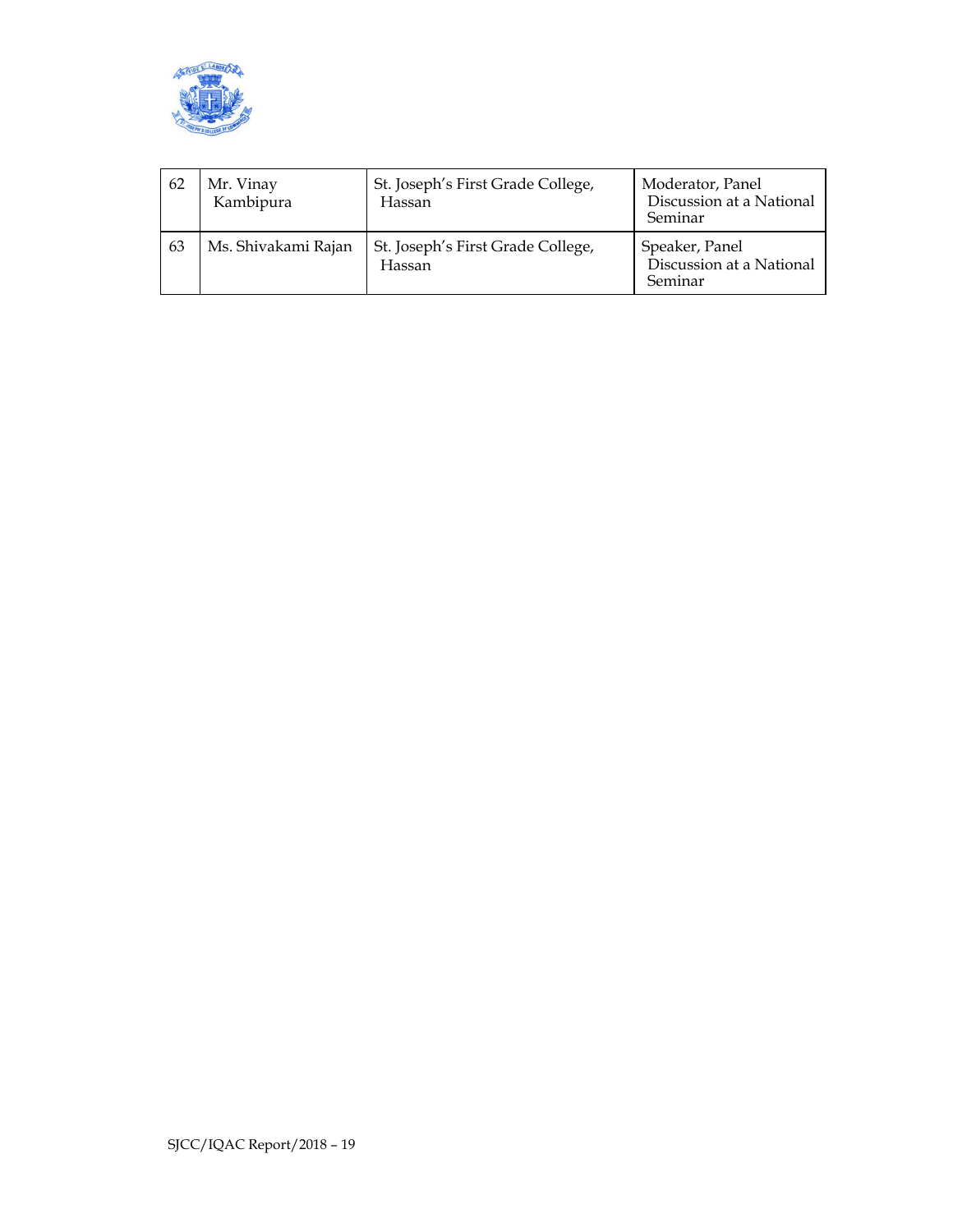| | | | |
|---|---|---|---|
| 62 | Mr. Vinay Kambipura | St. Joseph's First Grade College, Hassan | Moderator, Panel Discussion at a National Seminar |
| 63 | Ms. Shivakami Rajan | St. Joseph's First Grade College, Hassan | Speaker, Panel Discussion at a National Seminar |